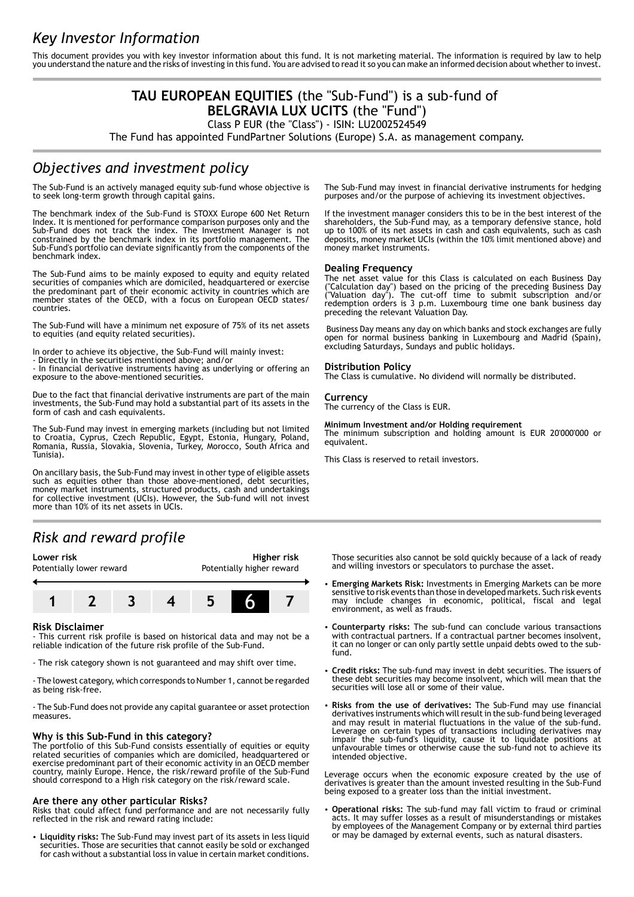# Key Investor Information

This document provides you with key investor information about this fund. It is not marketing material. The information is required by law to help you understand the nature and the risks of investing in this fund. You are advised to read it so you can make an informed decision about whether to invest.

**TAU EUROPEAN EQUITIES** (the "Sub-Fund") is a sub-fund of
**BELGRAVIA LUX UCITS** (the "Fund")
Class P EUR (the "Class") - ISIN: LU2002524549
The Fund has appointed FundPartner Solutions (Europe) S.A. as management company.

## Objectives and investment policy

The Sub-Fund is an actively managed equity sub-fund whose objective is to seek long-term growth through capital gains.

The benchmark index of the Sub-Fund is STOXX Europe 600 Net Return Index. It is mentioned for performance comparison purposes only and the Sub-Fund does not track the index. The Investment Manager is not constrained by the benchmark index in its portfolio management. The Sub-Fund's portfolio can deviate significantly from the components of the benchmark index.

The Sub-Fund aims to be mainly exposed to equity and equity related securities of companies which are domiciled, headquartered or exercise the predominant part of their economic activity in countries which are member states of the OECD, with a focus on European OECD states/countries.

The Sub-Fund will have a minimum net exposure of 75% of its net assets to equities (and equity related securities).

In order to achieve its objective, the Sub-Fund will mainly invest:
- Directly in the securities mentioned above; and/or
- In financial derivative instruments having as underlying or offering an exposure to the above-mentioned securities.

Due to the fact that financial derivative instruments are part of the main investments, the Sub-Fund may hold a substantial part of its assets in the form of cash and cash equivalents.

The Sub-Fund may invest in emerging markets (including but not limited to Croatia, Cyprus, Czech Republic, Egypt, Estonia, Hungary, Poland, Romania, Russia, Slovakia, Slovenia, Turkey, Morocco, South Africa and Tunisia).

On ancillary basis, the Sub-Fund may invest in other type of eligible assets such as equities other than those above-mentioned, debt securities, money market instruments, structured products, cash and undertakings for collective investment (UCIs). However, the Sub-fund will not invest more than 10% of its net assets in UCIs.

The Sub-Fund may invest in financial derivative instruments for hedging purposes and/or the purpose of achieving its investment objectives.

If the investment manager considers this to be in the best interest of the shareholders, the Sub-Fund may, as a temporary defensive stance, hold up to 100% of its net assets in cash and cash equivalents, such as cash deposits, money market UCIs (within the 10% limit mentioned above) and money market instruments.

### Dealing Frequency

The net asset value for this Class is calculated on each Business Day ("Calculation day") based on the pricing of the preceding Business Day ("Valuation day"). The cut-off time to submit subscription and/or redemption orders is 3 p.m. Luxembourg time one bank business day preceding the relevant Valuation Day.

Business Day means any day on which banks and stock exchanges are fully open for normal business banking in Luxembourg and Madrid (Spain), excluding Saturdays, Sundays and public holidays.

### Distribution Policy

The Class is cumulative. No dividend will normally be distributed.

### Currency

The currency of the Class is EUR.

### Minimum Investment and/or Holding requirement

The minimum subscription and holding amount is EUR 20'000'000 or equivalent.

This Class is reserved to retail investors.

## Risk and reward profile

**Lower risk** Potentially lower reward — **Higher risk** Potentially higher reward

| 1 | 2 | 3 | 4 | 5 | **6** | 7 |
|---|---|---|---|---|---|---|

### Risk Disclaimer

- This current risk profile is based on historical data and may not be a reliable indication of the future risk profile of the Sub-Fund.

- The risk category shown is not guaranteed and may shift over time.

- The lowest category, which corresponds to Number 1, cannot be regarded as being risk-free.

- The Sub-Fund does not provide any capital guarantee or asset protection measures.

### Why is this Sub-Fund in this category?

The portfolio of this Sub-Fund consists essentially of equities or equity related securities of companies which are domiciled, headquartered or exercise predominant part of their economic activity in an OECD member country, mainly Europe. Hence, the risk/reward profile of the Sub-Fund should correspond to a High risk category on the risk/reward scale.

### Are there any other particular Risks?

Risks that could affect fund performance and are not necessarily fully reflected in the risk and reward rating include:

- **Liquidity risks:** The Sub-Fund may invest part of its assets in less liquid securities. Those are securities that cannot easily be sold or exchanged for cash without a substantial loss in value in certain market conditions. Those securities also cannot be sold quickly because of a lack of ready and willing investors or speculators to purchase the asset.
- **Emerging Markets Risk:** Investments in Emerging Markets can be more sensitive to risk events than those in developed markets. Such risk events may include changes in economic, political, fiscal and legal environment, as well as frauds.
- **Counterparty risks:** The sub-fund can conclude various transactions with contractual partners. If a contractual partner becomes insolvent, it can no longer or can only partly settle unpaid debts owed to the sub-fund.
- **Credit risks:** The sub-fund may invest in debt securities. The issuers of these debt securities may become insolvent, which will mean that the securities will lose all or some of their value.
- **Risks from the use of derivatives:** The Sub-Fund may use financial derivatives instruments which will result in the sub-fund being leveraged and may result in material fluctuations in the value of the sub-fund. Leverage on certain types of transactions including derivatives may impair the sub-fund's liquidity, cause it to liquidate positions at unfavourable times or otherwise cause the sub-fund not to achieve its intended objective.

Leverage occurs when the economic exposure created by the use of derivatives is greater than the amount invested resulting in the Sub-Fund being exposed to a greater loss than the initial investment.

- **Operational risks:** The sub-fund may fall victim to fraud or criminal acts. It may suffer losses as a result of misunderstandings or mistakes by employees of the Management Company or by external third parties or may be damaged by external events, such as natural disasters.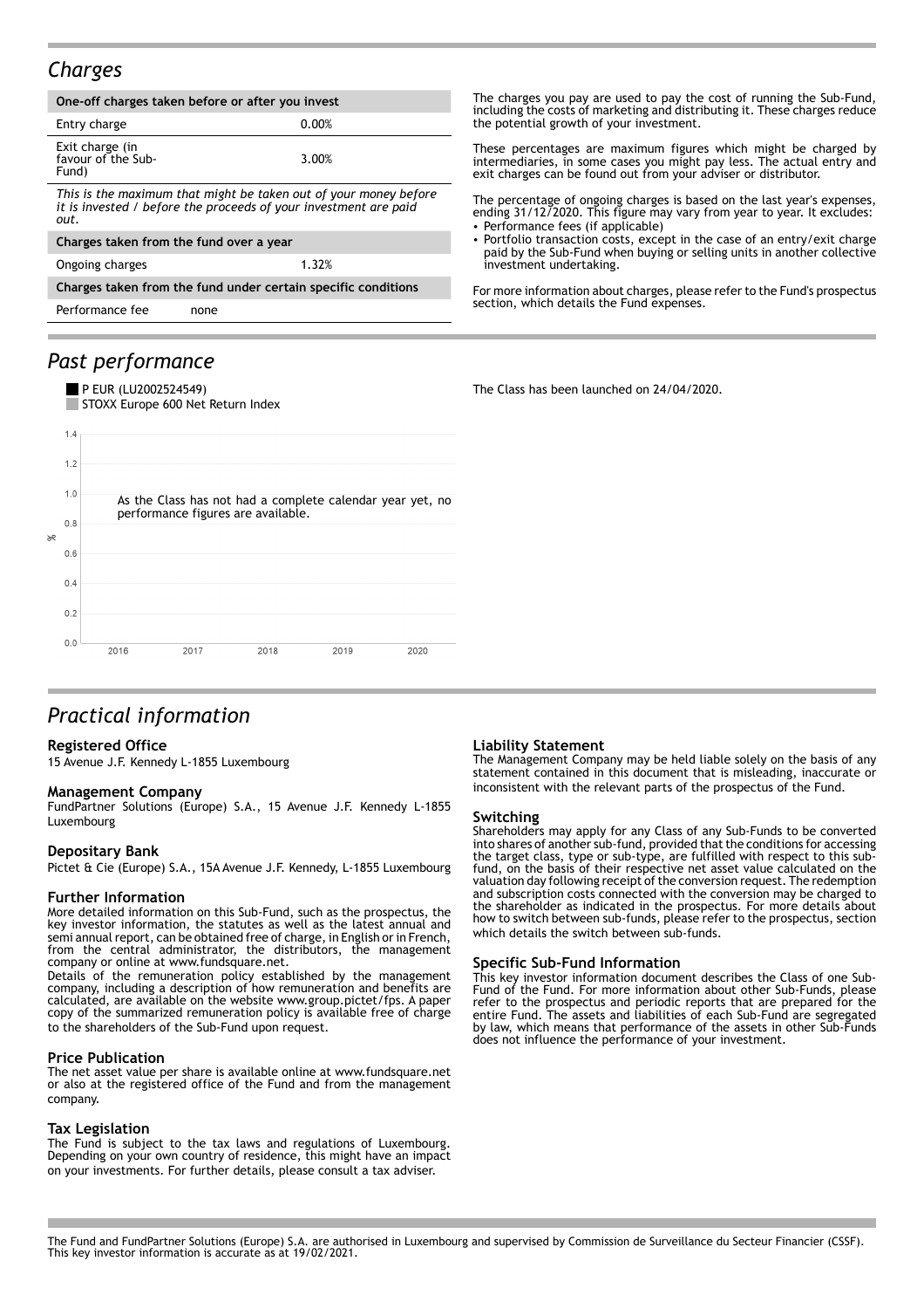## Charges

| One-off charges taken before or after you invest | |
|---|---|
| Entry charge | 0.00% |
| Exit charge (in favour of the Sub-Fund) | 3.00% |
| *This is the maximum that might be taken out of your money before it is invested / before the proceeds of your investment are paid out.* | |
| **Charges taken from the fund over a year** | |
| Ongoing charges | 1.32% |
| **Charges taken from the fund under certain specific conditions** | |
| Performance fee | none |

The charges you pay are used to pay the cost of running the Sub-Fund, including the costs of marketing and distributing it. These charges reduce the potential growth of your investment.

These percentages are maximum figures which might be charged by intermediaries, in some cases you might pay less. The actual entry and exit charges can be found out from your adviser or distributor.

The percentage of ongoing charges is based on the last year's expenses, ending 31/12/2020. This figure may vary from year to year. It excludes:

- Performance fees (if applicable)
- Portfolio transaction costs, except in the case of an entry/exit charge paid by the Sub-Fund when buying or selling units in another collective investment undertaking.

For more information about charges, please refer to the Fund's prospectus section, which details the Fund expenses.

## Past performance

P EUR (LU2002524549)
STOXX Europe 600 Net Return Index

%
1.4
1.2
1.0
0.8
0.6
0.4
0.2
0.0
2016 2017 2018 2019 2020

As the Class has not had a complete calendar year yet, no performance figures are available.

The Class has been launched on 24/04/2020.

## Practical information

### Registered Office

15 Avenue J.F. Kennedy L-1855 Luxembourg

### Management Company

FundPartner Solutions (Europe) S.A., 15 Avenue J.F. Kennedy L-1855 Luxembourg

### Depositary Bank

Pictet & Cie (Europe) S.A., 15A Avenue J.F. Kennedy, L-1855 Luxembourg

### Further Information

More detailed information on this Sub-Fund, such as the prospectus, the key investor information, the statutes as well as the latest annual and semi annual report, can be obtained free of charge, in English or in French, from the central administrator, the distributors, the management company or online at www.fundsquare.net.

Details of the remuneration policy established by the management company, including a description of how remuneration and benefits are calculated, are available on the website www.group.pictet/fps. A paper copy of the summarized remuneration policy is available free of charge to the shareholders of the Sub-Fund upon request.

### Price Publication

The net asset value per share is available online at www.fundsquare.net or also at the registered office of the Fund and from the management company.

### Tax Legislation

The Fund is subject to the tax laws and regulations of Luxembourg. Depending on your own country of residence, this might have an impact on your investments. For further details, please consult a tax adviser.

### Liability Statement

The Management Company may be held liable solely on the basis of any statement contained in this document that is misleading, inaccurate or inconsistent with the relevant parts of the prospectus of the Fund.

### Switching

Shareholders may apply for any Class of any Sub-Funds to be converted into shares of another sub-fund, provided that the conditions for accessing the target class, type or sub-type, are fulfilled with respect to this sub-fund, on the basis of their respective net asset value calculated on the valuation day following receipt of the conversion request. The redemption and subscription costs connected with the conversion may be charged to the shareholder as indicated in the prospectus. For more details about how to switch between sub-funds, please refer to the prospectus, section which details the switch between sub-funds.

### Specific Sub-Fund Information

This key investor information document describes the Class of one Sub-Fund of the Fund. For more information about other Sub-Funds, please refer to the prospectus and periodic reports that are prepared for the entire Fund. The assets and liabilities of each Sub-Fund are segregated by law, which means that performance of the assets in other Sub-Funds does not influence the performance of your investment.

The Fund and FundPartner Solutions (Europe) S.A. are authorised in Luxembourg and supervised by Commission de Surveillance du Secteur Financier (CSSF). This key investor information is accurate as at 19/02/2021.